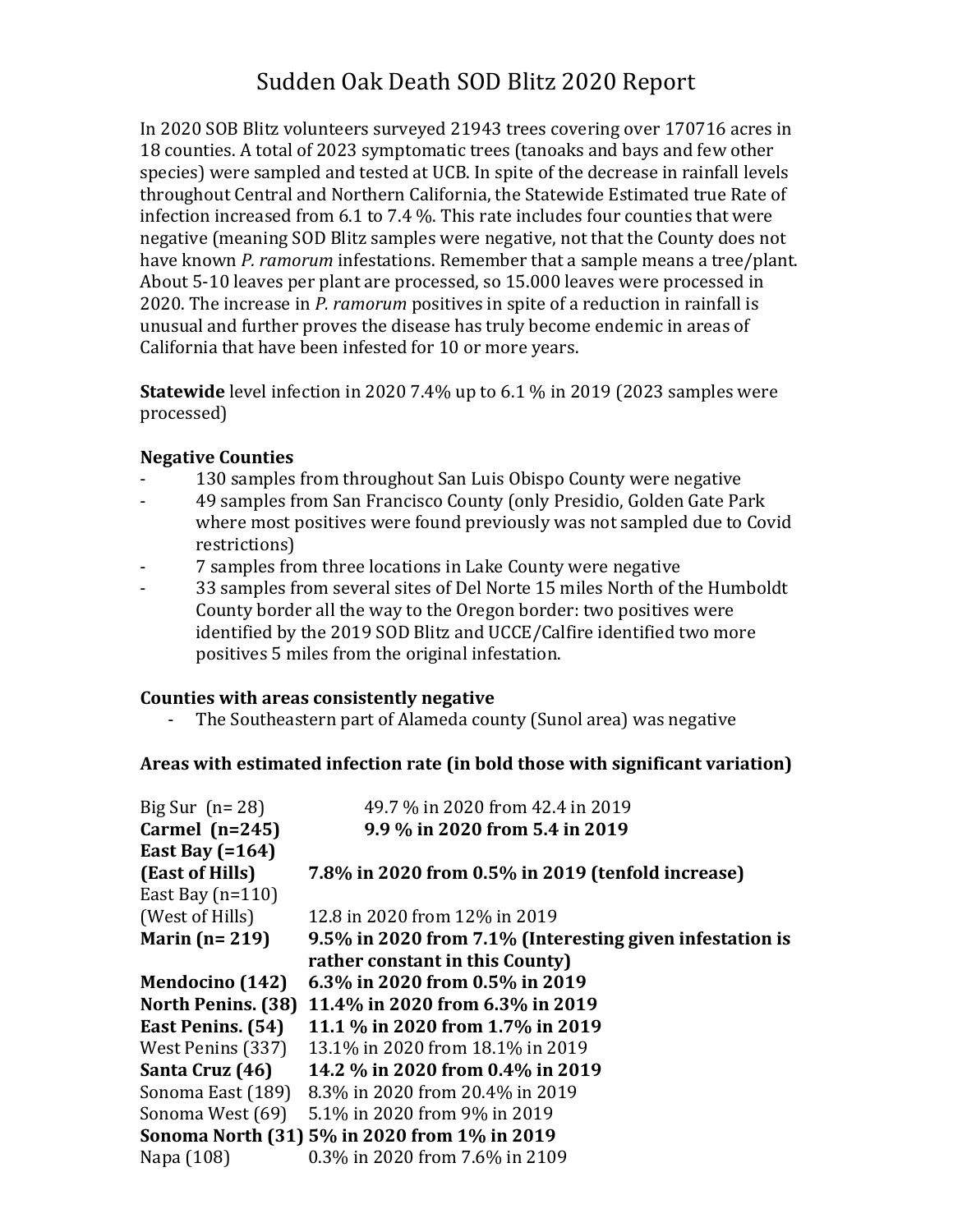# Sudden Oak Death SOD Blitz 2020 Report

In 2020 SOB Blitz volunteers surveyed 21943 trees covering over 170716 acres in 18 counties. A total of 2023 symptomatic trees (tanoaks and bays and few other species) were sampled and tested at UCB. In spite of the decrease in rainfall levels throughout Central and Northern California, the Statewide Estimated true Rate of infection increased from 6.1 to 7.4 %. This rate includes four counties that were negative (meaning SOD Blitz samples were negative, not that the County does not have known *P. ramorum* infestations. Remember that a sample means a tree/plant. About 5-10 leaves per plant are processed, so 15.000 leaves were processed in 2020. The increase in *P. ramorum* positives in spite of a reduction in rainfall is unusual and further proves the disease has truly become endemic in areas of California that have been infested for 10 or more years.

**Statewide** level infection in 2020 7.4% up to 6.1 % in 2019 (2023 samples were processed)

**Negative Counties**

- 130 samples from throughout San Luis Obispo County were negative
- 49 samples from San Francisco County (only Presidio, Golden Gate Park where most positives were found previously was not sampled due to Covid restrictions)
- 7 samples from three locations in Lake County were negative
- 33 samples from several sites of Del Norte 15 miles North of the Humboldt County border all the way to the Oregon border: two positives were identified by the 2019 SOD Blitz and UCCE/Calfire identified two more positives 5 miles from the original infestation.

**Counties with areas consistently negative**

- The Southeastern part of Alameda county (Sunol area) was negative

**Areas with estimated infection rate (in bold those with significant variation)**

| Area | Rate |
|---|---|
| Big Sur (n= 28) | 49.7 % in 2020 from 42.4 in 2019 |
| **Carmel (n=245)** | **9.9 % in 2020 from 5.4 in 2019** |
| **East Bay (=164) (East of Hills)** | **7.8% in 2020 from 0.5% in 2019 (tenfold increase)** |
| East Bay (n=110) (West of Hills) | 12.8 in 2020 from 12% in 2019 |
| **Marin (n= 219)** | **9.5% in 2020 from 7.1% (Interesting given infestation is rather constant in this County)** |
| **Mendocino (142)** | **6.3% in 2020 from 0.5% in 2019** |
| **North Penins. (38)** | **11.4% in 2020 from 6.3% in 2019** |
| **East Penins. (54)** | **11.1 % in 2020 from 1.7% in 2019** |
| West Penins (337) | 13.1% in 2020 from 18.1% in 2019 |
| **Santa Cruz (46)** | **14.2 % in 2020 from 0.4% in 2019** |
| Sonoma East (189) | 8.3% in 2020 from 20.4% in 2019 |
| Sonoma West (69) | 5.1% in 2020 from 9% in 2019 |
| **Sonoma North (31)** | **5% in 2020 from 1% in 2019** |
| Napa (108) | 0.3% in 2020 from 7.6% in 2109 |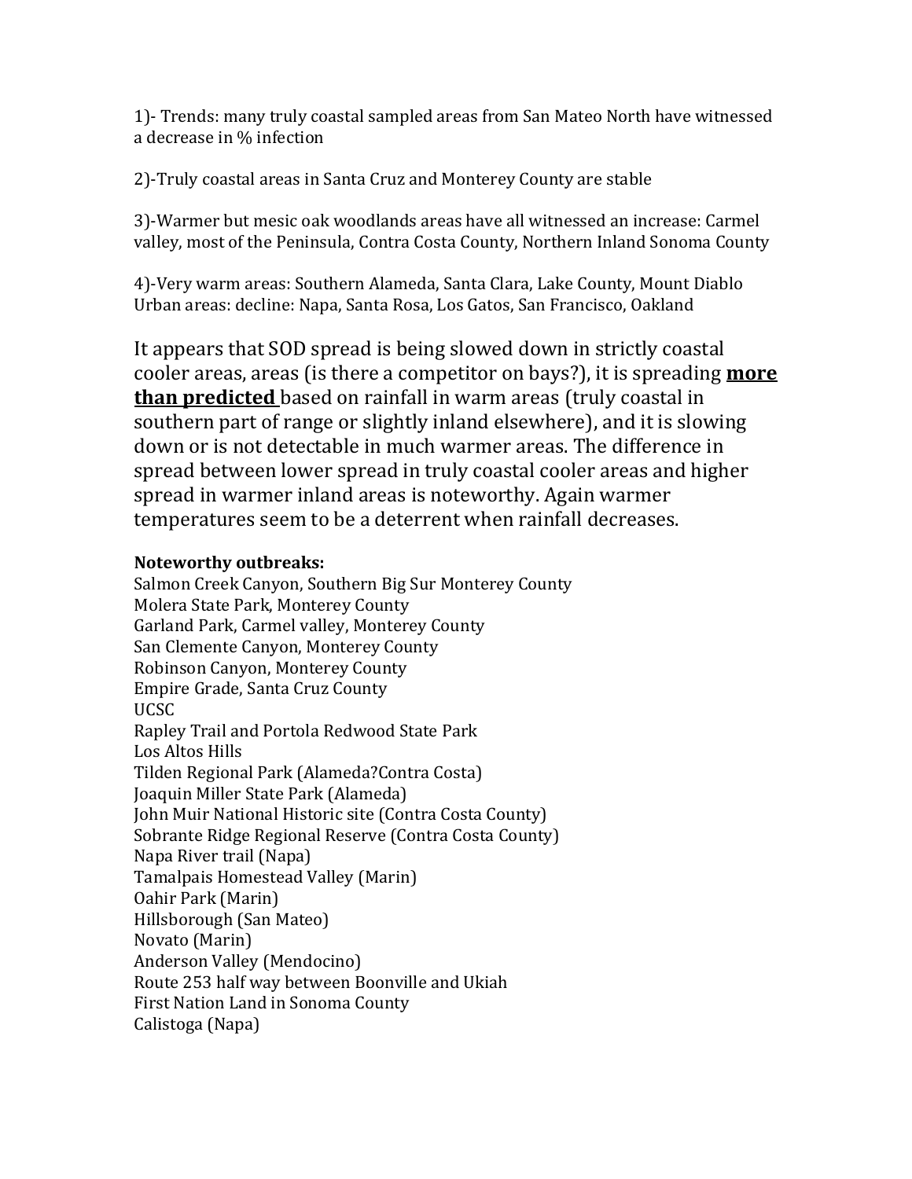1)- Trends: many truly coastal sampled areas from San Mateo North have witnessed a decrease in % infection

2)-Truly coastal areas in Santa Cruz and Monterey County are stable

3)-Warmer but mesic oak woodlands areas have all witnessed an increase: Carmel valley, most of the Peninsula, Contra Costa County, Northern Inland Sonoma County

4)-Very warm areas: Southern Alameda, Santa Clara, Lake County, Mount Diablo
Urban areas: decline: Napa, Santa Rosa, Los Gatos, San Francisco, Oakland

It appears that SOD spread is being slowed down in strictly coastal cooler areas, areas (is there a competitor on bays?), it is spreading **more than predicted** based on rainfall in warm areas (truly coastal in southern part of range or slightly inland elsewhere), and it is slowing down or is not detectable in much warmer areas. The difference in spread between lower spread in truly coastal cooler areas and higher spread in warmer inland areas is noteworthy. Again warmer temperatures seem to be a deterrent when rainfall decreases.

**Noteworthy outbreaks:**

Salmon Creek Canyon, Southern Big Sur Monterey County
Molera State Park, Monterey County
Garland Park, Carmel valley, Monterey County
San Clemente Canyon, Monterey County
Robinson Canyon, Monterey County
Empire Grade, Santa Cruz County
UCSC
Rapley Trail and Portola Redwood State Park
Los Altos Hills
Tilden Regional Park (Alameda?Contra Costa)
Joaquin Miller State Park (Alameda)
John Muir National Historic site (Contra Costa County)
Sobrante Ridge Regional Reserve (Contra Costa County)
Napa River trail (Napa)
Tamalpais Homestead Valley (Marin)
Oahir Park (Marin)
Hillsborough (San Mateo)
Novato (Marin)
Anderson Valley (Mendocino)
Route 253 half way between Boonville and Ukiah
First Nation Land in Sonoma County
Calistoga (Napa)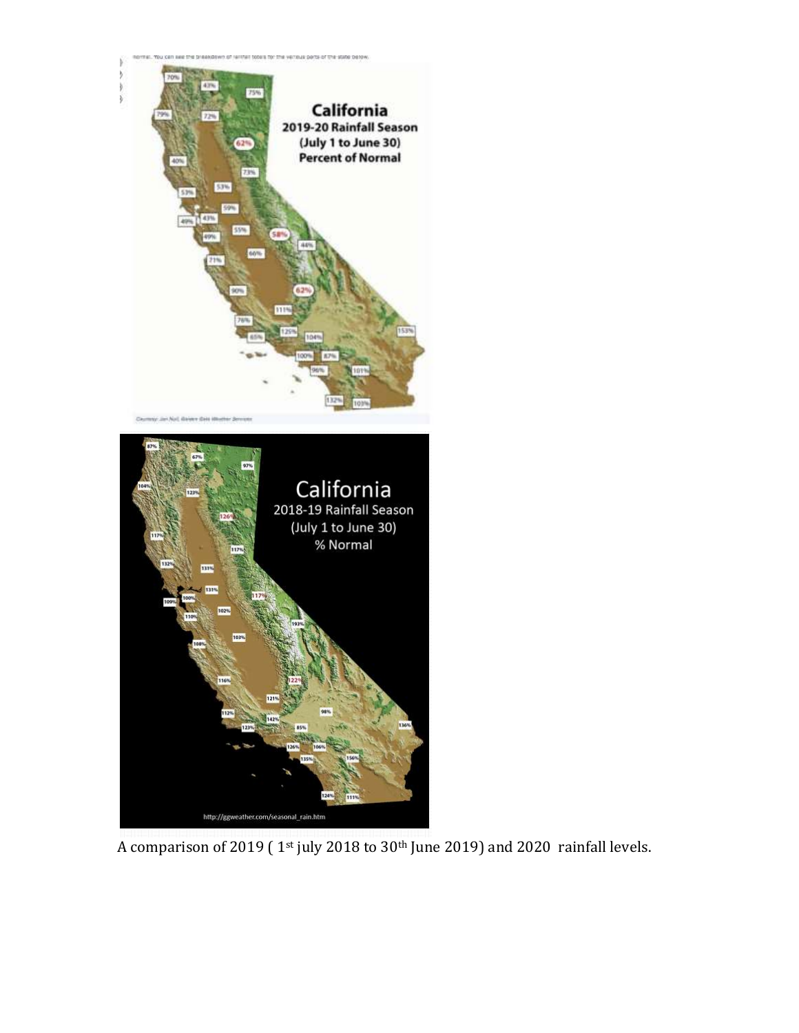normal. You can see the breakdown of rainfall totals for the various parts of the state below.

California
2019-20 Rainfall Season
(July 1 to June 30)
Percent of Normal

Courtesy: Jan Null, Golden Gate Weather Services

California
2018-19 Rainfall Season
(July 1 to June 30)
% Normal

http://ggweather.com/seasonal_rain.htm

A comparison of 2019 ( 1st july 2018 to 30th June 2019) and 2020 rainfall levels.